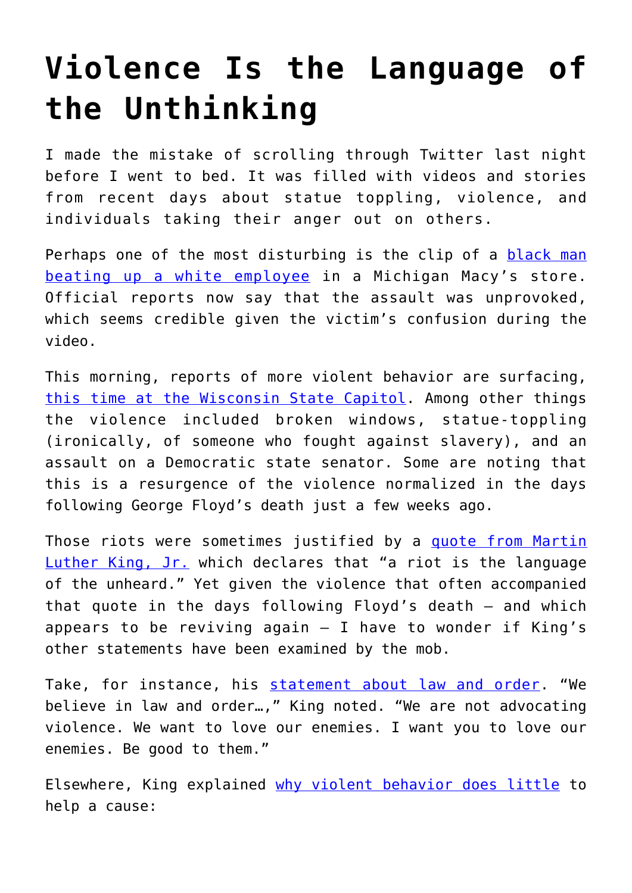# Violence Is the Language of the Unthinking

I made the mistake of scrolling through Twitter last night before I went to bed. It was filled with videos and stories from recent days about statue toppling, violence, and individuals taking their anger out on others.

Perhaps one of the most disturbing is the clip of a [black man beating up a white employee]() in a Michigan Macy's store. Official reports now say that the assault was unprovoked, which seems credible given the victim's confusion during the video.

This morning, reports of more violent behavior are surfacing, [this time at the Wisconsin State Capitol](). Among other things the violence included broken windows, statue-toppling (ironically, of someone who fought against slavery), and an assault on a Democratic state senator. Some are noting that this is a resurgence of the violence normalized in the days following George Floyd's death just a few weeks ago.

Those riots were sometimes justified by a [quote from Martin Luther King, Jr.]() which declares that "a riot is the language of the unheard." Yet given the violence that often accompanied that quote in the days following Floyd's death – and which appears to be reviving again – I have to wonder if King's other statements have been examined by the mob.

Take, for instance, his [statement about law and order](). "We believe in law and order…," King noted. "We are not advocating violence. We want to love our enemies. I want you to love our enemies. Be good to them."

Elsewhere, King explained [why violent behavior does little]() to help a cause: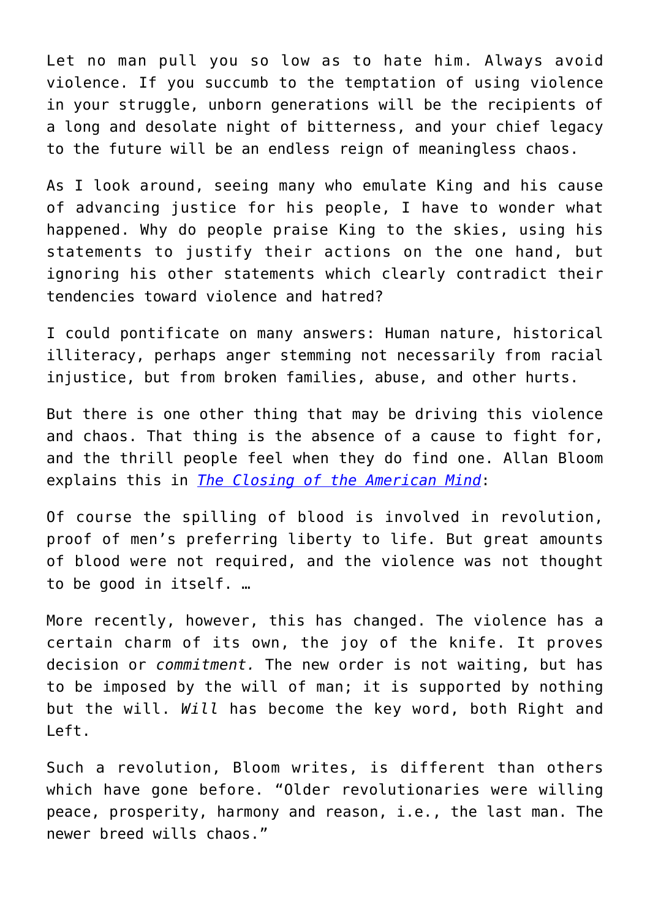Let no man pull you so low as to hate him. Always avoid violence. If you succumb to the temptation of using violence in your struggle, unborn generations will be the recipients of a long and desolate night of bitterness, and your chief legacy to the future will be an endless reign of meaningless chaos.

As I look around, seeing many who emulate King and his cause of advancing justice for his people, I have to wonder what happened. Why do people praise King to the skies, using his statements to justify their actions on the one hand, but ignoring his other statements which clearly contradict their tendencies toward violence and hatred?

I could pontificate on many answers: Human nature, historical illiteracy, perhaps anger stemming not necessarily from racial injustice, but from broken families, abuse, and other hurts.

But there is one other thing that may be driving this violence and chaos. That thing is the absence of a cause to fight for, and the thrill people feel when they do find one. Allan Bloom explains this in *The Closing of the American Mind*:

Of course the spilling of blood is involved in revolution, proof of men's preferring liberty to life. But great amounts of blood were not required, and the violence was not thought to be good in itself. …

More recently, however, this has changed. The violence has a certain charm of its own, the joy of the knife. It proves decision or *commitment.* The new order is not waiting, but has to be imposed by the will of man; it is supported by nothing but the will. *Will* has become the key word, both Right and Left.

Such a revolution, Bloom writes, is different than others which have gone before. "Older revolutionaries were willing peace, prosperity, harmony and reason, i.e., the last man. The newer breed wills chaos."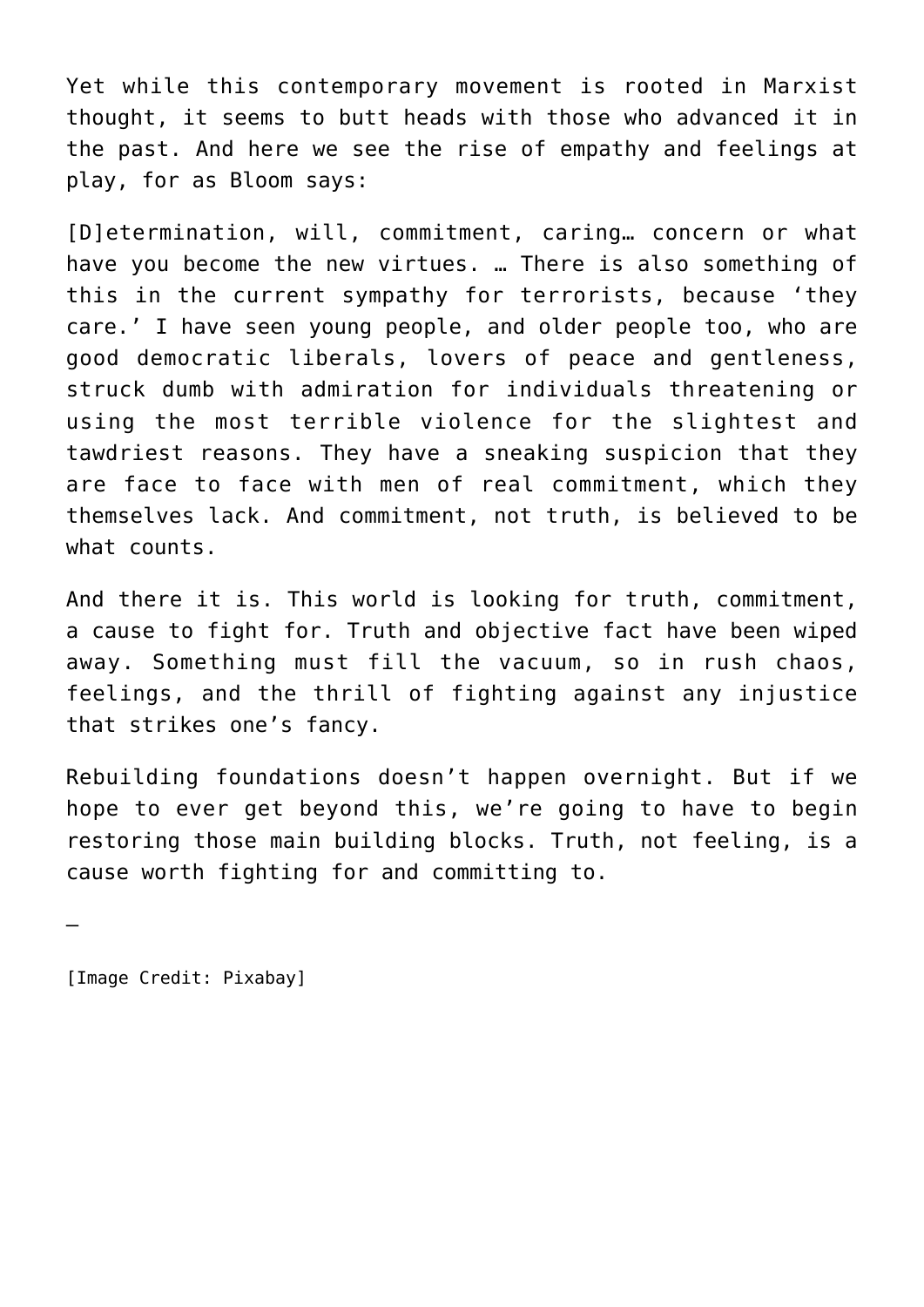Yet while this contemporary movement is rooted in Marxist thought, it seems to butt heads with those who advanced it in the past. And here we see the rise of empathy and feelings at play, for as Bloom says:

> [D]etermination, will, commitment, caring… concern or what have you become the new virtues. … There is also something of this in the current sympathy for terrorists, because 'they care.' I have seen young people, and older people too, who are good democratic liberals, lovers of peace and gentleness, struck dumb with admiration for individuals threatening or using the most terrible violence for the slightest and tawdriest reasons. They have a sneaking suspicion that they are face to face with men of real commitment, which they themselves lack. And commitment, not truth, is believed to be what counts.

And there it is. This world is looking for truth, commitment, a cause to fight for. Truth and objective fact have been wiped away. Something must fill the vacuum, so in rush chaos, feelings, and the thrill of fighting against any injustice that strikes one's fancy.

Rebuilding foundations doesn't happen overnight. But if we hope to ever get beyond this, we're going to have to begin restoring those main building blocks. Truth, not feeling, is a cause worth fighting for and committing to.

—

[Image Credit: Pixabay]